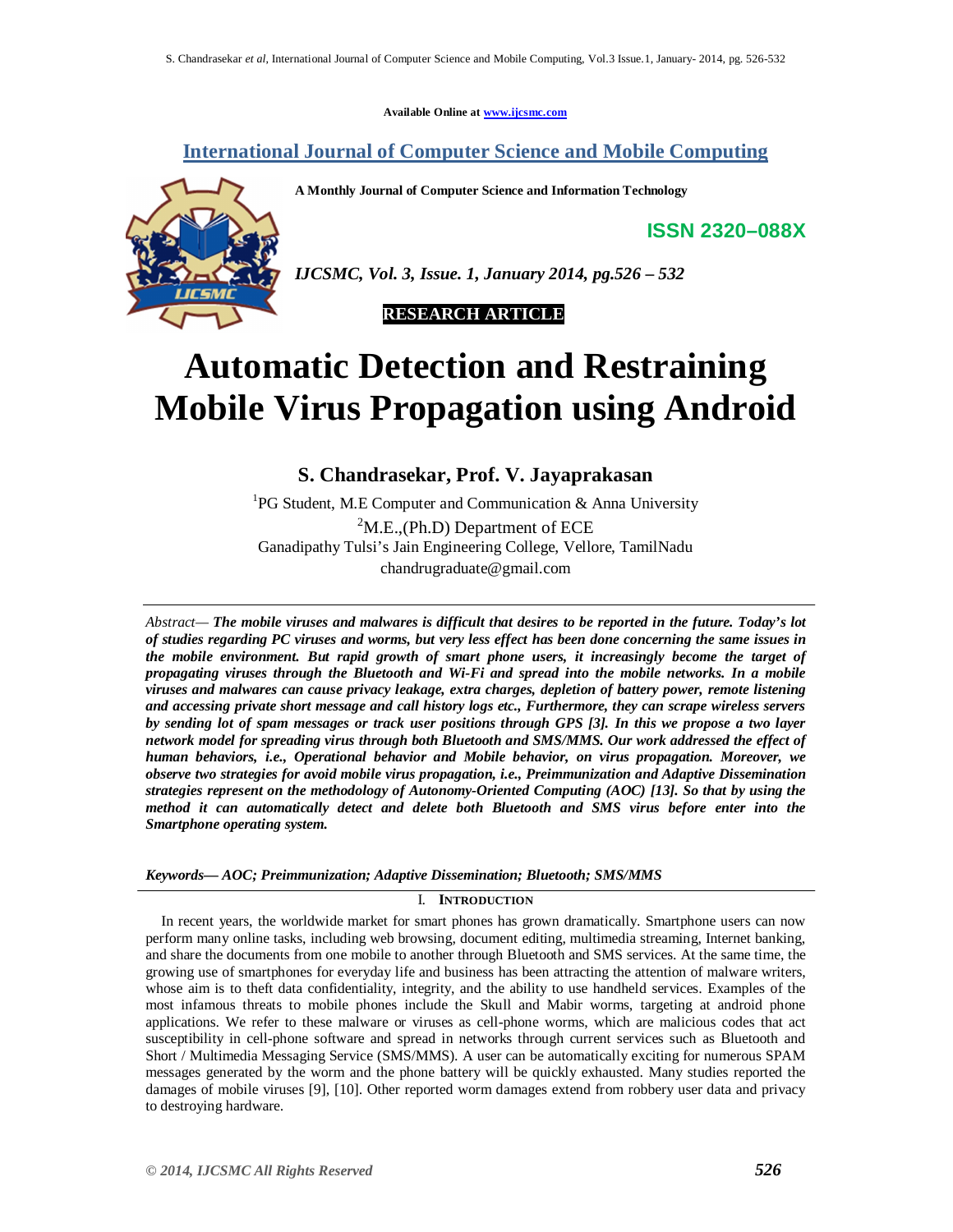Available Online at www.ijcsmc.com

**International Journal of Computer Science and Mobile Computing**

**A Monthly Journal of Computer Science and Information Technology**

**ISSN 2320–088X**

***IJCSMC, Vol. 3, Issue. 1, January 2014, pg.526 – 532***

**RESEARCH ARTICLE**

# Automatic Detection and Restraining Mobile Virus Propagation using Android

## S. Chandrasekar, Prof. V. Jayaprakasan

[1]PG Student, M.E Computer and Communication & Anna University

[2]M.E.,(Ph.D) Department of ECE

Ganadipathy Tulsi's Jain Engineering College, Vellore, TamilNadu

chandrugraduate@gmail.com

*Abstract—* ***The mobile viruses and malwares is difficult that desires to be reported in the future. Today's lot of studies regarding PC viruses and worms, but very less effect has been done concerning the same issues in the mobile environment. But rapid growth of smart phone users, it increasingly become the target of propagating viruses through the Bluetooth and Wi-Fi and spread into the mobile networks. In a mobile viruses and malwares can cause privacy leakage, extra charges, depletion of battery power, remote listening and accessing private short message and call history logs etc., Furthermore, they can scrape wireless servers by sending lot of spam messages or track user positions through GPS [3]. In this we propose a two layer network model for spreading virus through both Bluetooth and SMS/MMS. Our work addressed the effect of human behaviors, i.e., Operational behavior and Mobile behavior, on virus propagation. Moreover, we observe two strategies for avoid mobile virus propagation, i.e., Preimmunization and Adaptive Dissemination strategies represent on the methodology of Autonomy-Oriented Computing (AOC) [13]. So that by using the method it can automatically detect and delete both Bluetooth and SMS virus before enter into the Smartphone operating system.***

***Keywords— AOC; Preimmunization; Adaptive Dissemination; Bluetooth; SMS/MMS***

## I. Introduction

In recent years, the worldwide market for smart phones has grown dramatically. Smartphone users can now perform many online tasks, including web browsing, document editing, multimedia streaming, Internet banking, and share the documents from one mobile to another through Bluetooth and SMS services. At the same time, the growing use of smartphones for everyday life and business has been attracting the attention of malware writers, whose aim is to theft data confidentiality, integrity, and the ability to use handheld services. Examples of the most infamous threats to mobile phones include the Skull and Mabir worms, targeting at android phone applications. We refer to these malware or viruses as cell-phone worms, which are malicious codes that act susceptibility in cell-phone software and spread in networks through current services such as Bluetooth and Short / Multimedia Messaging Service (SMS/MMS). A user can be automatically exciting for numerous SPAM messages generated by the worm and the phone battery will be quickly exhausted. Many studies reported the damages of mobile viruses [9], [10]. Other reported worm damages extend from robbery user data and privacy to destroying hardware.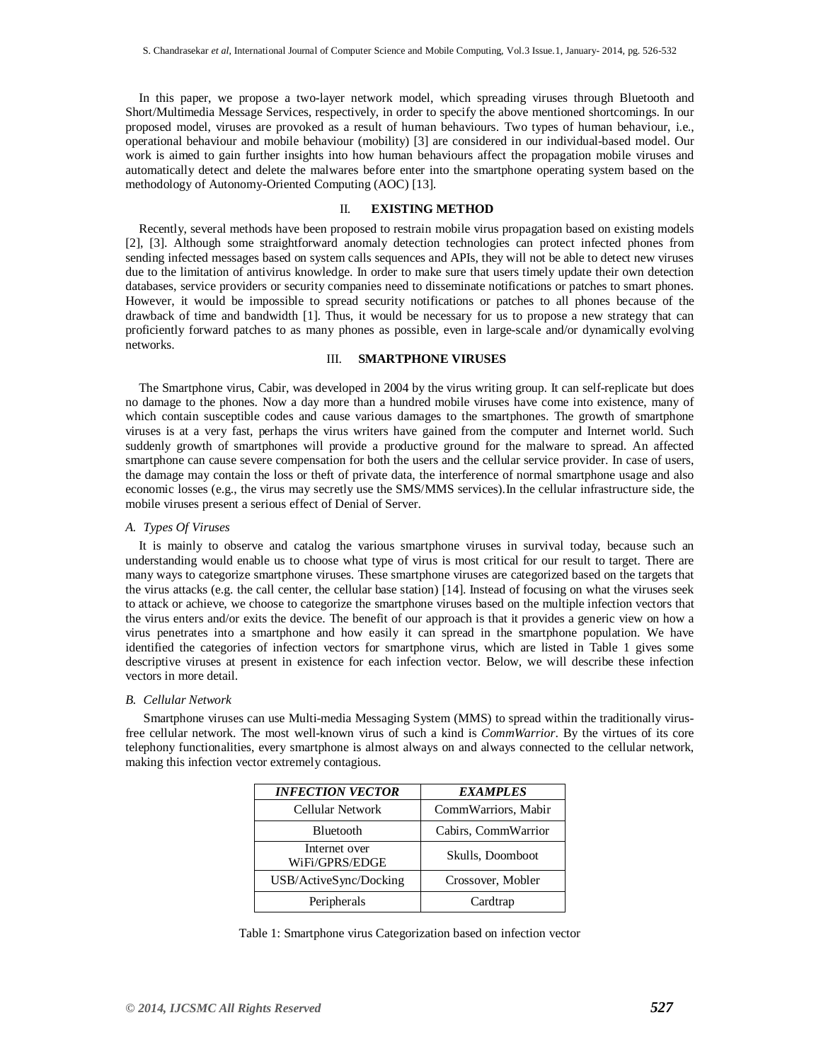In this paper, we propose a two-layer network model, which spreading viruses through Bluetooth and Short/Multimedia Message Services, respectively, in order to specify the above mentioned shortcomings. In our proposed model, viruses are provoked as a result of human behaviours. Two types of human behaviour, i.e., operational behaviour and mobile behaviour (mobility) [3] are considered in our individual-based model. Our work is aimed to gain further insights into how human behaviours affect the propagation mobile viruses and automatically detect and delete the malwares before enter into the smartphone operating system based on the methodology of Autonomy-Oriented Computing (AOC) [13].

## II. EXISTING METHOD

Recently, several methods have been proposed to restrain mobile virus propagation based on existing models [2], [3]. Although some straightforward anomaly detection technologies can protect infected phones from sending infected messages based on system calls sequences and APIs, they will not be able to detect new viruses due to the limitation of antivirus knowledge. In order to make sure that users timely update their own detection databases, service providers or security companies need to disseminate notifications or patches to smart phones. However, it would be impossible to spread security notifications or patches to all phones because of the drawback of time and bandwidth [1]. Thus, it would be necessary for us to propose a new strategy that can proficiently forward patches to as many phones as possible, even in large-scale and/or dynamically evolving networks.

## III. SMARTPHONE VIRUSES

The Smartphone virus, Cabir, was developed in 2004 by the virus writing group. It can self-replicate but does no damage to the phones. Now a day more than a hundred mobile viruses have come into existence, many of which contain susceptible codes and cause various damages to the smartphones. The growth of smartphone viruses is at a very fast, perhaps the virus writers have gained from the computer and Internet world. Such suddenly growth of smartphones will provide a productive ground for the malware to spread. An affected smartphone can cause severe compensation for both the users and the cellular service provider. In case of users, the damage may contain the loss or theft of private data, the interference of normal smartphone usage and also economic losses (e.g., the virus may secretly use the SMS/MMS services).In the cellular infrastructure side, the mobile viruses present a serious effect of Denial of Server.

### *A. Types Of Viruses*

It is mainly to observe and catalog the various smartphone viruses in survival today, because such an understanding would enable us to choose what type of virus is most critical for our result to target. There are many ways to categorize smartphone viruses. These smartphone viruses are categorized based on the targets that the virus attacks (e.g. the call center, the cellular base station) [14]. Instead of focusing on what the viruses seek to attack or achieve, we choose to categorize the smartphone viruses based on the multiple infection vectors that the virus enters and/or exits the device. The benefit of our approach is that it provides a generic view on how a virus penetrates into a smartphone and how easily it can spread in the smartphone population. We have identified the categories of infection vectors for smartphone virus, which are listed in Table 1 gives some descriptive viruses at present in existence for each infection vector. Below, we will describe these infection vectors in more detail.

### *B. Cellular Network*

Smartphone viruses can use Multi-media Messaging System (MMS) to spread within the traditionally virus-free cellular network. The most well-known virus of such a kind is *CommWarrior*. By the virtues of its core telephony functionalities, every smartphone is almost always on and always connected to the cellular network, making this infection vector extremely contagious.

| ***INFECTION VECTOR*** | ***EXAMPLES*** |
|---|---|
| Cellular Network | CommWarriors, Mabir |
| Bluetooth | Cabirs, CommWarrior |
| Internet over WiFi/GPRS/EDGE | Skulls, Doomboot |
| USB/ActiveSync/Docking | Crossover, Mobler |
| Peripherals | Cardtrap |

Table 1: Smartphone virus Categorization based on infection vector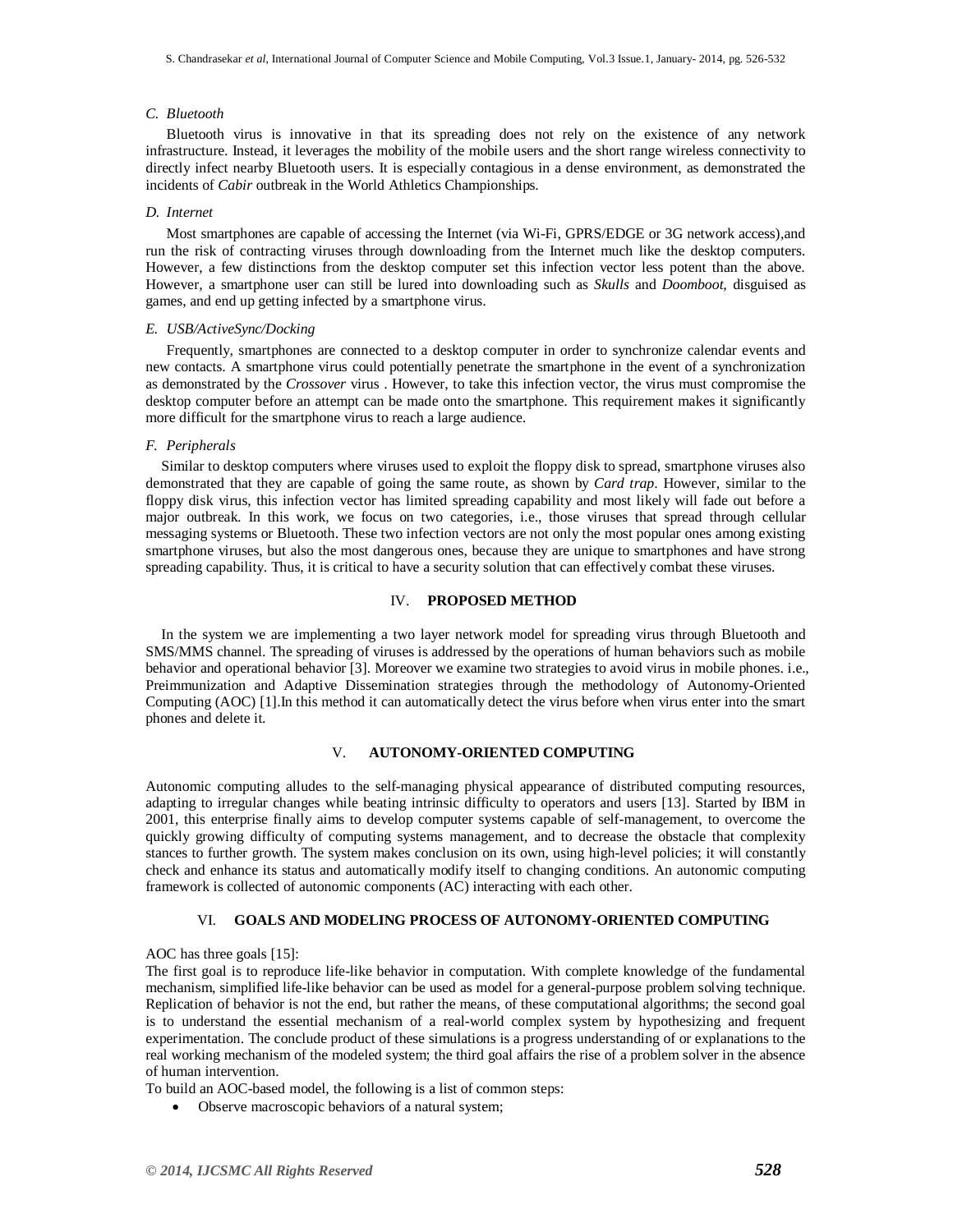### C. Bluetooth

Bluetooth virus is innovative in that its spreading does not rely on the existence of any network infrastructure. Instead, it leverages the mobility of the mobile users and the short range wireless connectivity to directly infect nearby Bluetooth users. It is especially contagious in a dense environment, as demonstrated the incidents of *Cabir* outbreak in the World Athletics Championships.

### D. Internet

Most smartphones are capable of accessing the Internet (via Wi-Fi, GPRS/EDGE or 3G network access),and run the risk of contracting viruses through downloading from the Internet much like the desktop computers. However, a few distinctions from the desktop computer set this infection vector less potent than the above. However, a smartphone user can still be lured into downloading such as *Skulls* and *Doomboot*, disguised as games, and end up getting infected by a smartphone virus.

### E. USB/ActiveSync/Docking

Frequently, smartphones are connected to a desktop computer in order to synchronize calendar events and new contacts. A smartphone virus could potentially penetrate the smartphone in the event of a synchronization as demonstrated by the *Crossover* virus . However, to take this infection vector, the virus must compromise the desktop computer before an attempt can be made onto the smartphone. This requirement makes it significantly more difficult for the smartphone virus to reach a large audience.

### F. Peripherals

Similar to desktop computers where viruses used to exploit the floppy disk to spread, smartphone viruses also demonstrated that they are capable of going the same route, as shown by *Card trap*. However, similar to the floppy disk virus, this infection vector has limited spreading capability and most likely will fade out before a major outbreak. In this work, we focus on two categories, i.e., those viruses that spread through cellular messaging systems or Bluetooth. These two infection vectors are not only the most popular ones among existing smartphone viruses, but also the most dangerous ones, because they are unique to smartphones and have strong spreading capability. Thus, it is critical to have a security solution that can effectively combat these viruses.

## IV. PROPOSED METHOD

In the system we are implementing a two layer network model for spreading virus through Bluetooth and SMS/MMS channel. The spreading of viruses is addressed by the operations of human behaviors such as mobile behavior and operational behavior [3]. Moreover we examine two strategies to avoid virus in mobile phones. i.e., Preimmunization and Adaptive Dissemination strategies through the methodology of Autonomy-Oriented Computing (AOC) [1].In this method it can automatically detect the virus before when virus enter into the smart phones and delete it.

## V. AUTONOMY-ORIENTED COMPUTING

Autonomic computing alludes to the self-managing physical appearance of distributed computing resources, adapting to irregular changes while beating intrinsic difficulty to operators and users [13]. Started by IBM in 2001, this enterprise finally aims to develop computer systems capable of self-management, to overcome the quickly growing difficulty of computing systems management, and to decrease the obstacle that complexity stances to further growth. The system makes conclusion on its own, using high-level policies; it will constantly check and enhance its status and automatically modify itself to changing conditions. An autonomic computing framework is collected of autonomic components (AC) interacting with each other.

## VI. GOALS AND MODELING PROCESS OF AUTONOMY-ORIENTED COMPUTING

AOC has three goals [15]:

The first goal is to reproduce life-like behavior in computation. With complete knowledge of the fundamental mechanism, simplified life-like behavior can be used as model for a general-purpose problem solving technique. Replication of behavior is not the end, but rather the means, of these computational algorithms; the second goal is to understand the essential mechanism of a real-world complex system by hypothesizing and frequent experimentation. The conclude product of these simulations is a progress understanding of or explanations to the real working mechanism of the modeled system; the third goal affairs the rise of a problem solver in the absence of human intervention.

To build an AOC-based model, the following is a list of common steps:

- Observe macroscopic behaviors of a natural system;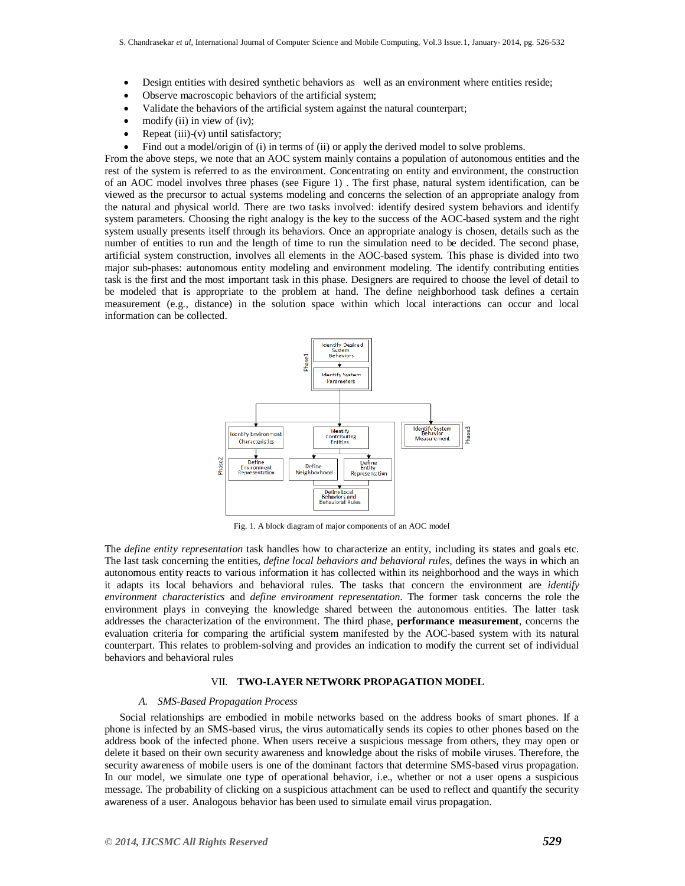- Design entities with desired synthetic behaviors as well as an environment where entities reside;
- Observe macroscopic behaviors of the artificial system;
- Validate the behaviors of the artificial system against the natural counterpart;
- modify (ii) in view of (iv);
- Repeat (iii)-(v) until satisfactory;
- Find out a model/origin of (i) in terms of (ii) or apply the derived model to solve problems.

From the above steps, we note that an AOC system mainly contains a population of autonomous entities and the rest of the system is referred to as the environment. Concentrating on entity and environment, the construction of an AOC model involves three phases (see Figure 1) . The first phase, natural system identification, can be viewed as the precursor to actual systems modeling and concerns the selection of an appropriate analogy from the natural and physical world. There are two tasks involved: identify desired system behaviors and identify system parameters. Choosing the right analogy is the key to the success of the AOC-based system and the right system usually presents itself through its behaviors. Once an appropriate analogy is chosen, details such as the number of entities to run and the length of time to run the simulation need to be decided. The second phase, artificial system construction, involves all elements in the AOC-based system. This phase is divided into two major sub-phases: autonomous entity modeling and environment modeling. The identify contributing entities task is the first and the most important task in this phase. Designers are required to choose the level of detail to be modeled that is appropriate to the problem at hand. The define neighborhood task defines a certain measurement (e.g., distance) in the solution space within which local interactions can occur and local information can be collected.

Phase1: Identify Desired System Behaviors → Identify System Parameters

Phase2: Identify Environment Characteristics → Define Environment Representation; Identify Contributing Entities → Define Neighborhood, Define Entity Representation → Define Local Behaviors and Behavioral Rules

Phase3: Identify System Behavior Measurement

Fig. 1. A block diagram of major components of an AOC model

The *define entity representation* task handles how to characterize an entity, including its states and goals etc. The last task concerning the entities, *define local behaviors and behavioral rules*, defines the ways in which an autonomous entity reacts to various information it has collected within its neighborhood and the ways in which it adapts its local behaviors and behavioral rules. The tasks that concern the environment are *identify environment characteristics* and *define environment representation*. The former task concerns the role the environment plays in conveying the knowledge shared between the autonomous entities. The latter task addresses the characterization of the environment. The third phase, **performance measurement**, concerns the evaluation criteria for comparing the artificial system manifested by the AOC-based system with its natural counterpart. This relates to problem-solving and provides an indication to modify the current set of individual behaviors and behavioral rules

## VII. TWO-LAYER NETWORK PROPAGATION MODEL

### *A. SMS-Based Propagation Process*

Social relationships are embodied in mobile networks based on the address books of smart phones. If a phone is infected by an SMS-based virus, the virus automatically sends its copies to other phones based on the address book of the infected phone. When users receive a suspicious message from others, they may open or delete it based on their own security awareness and knowledge about the risks of mobile viruses. Therefore, the security awareness of mobile users is one of the dominant factors that determine SMS-based virus propagation. In our model, we simulate one type of operational behavior, i.e., whether or not a user opens a suspicious message. The probability of clicking on a suspicious attachment can be used to reflect and quantify the security awareness of a user. Analogous behavior has been used to simulate email virus propagation.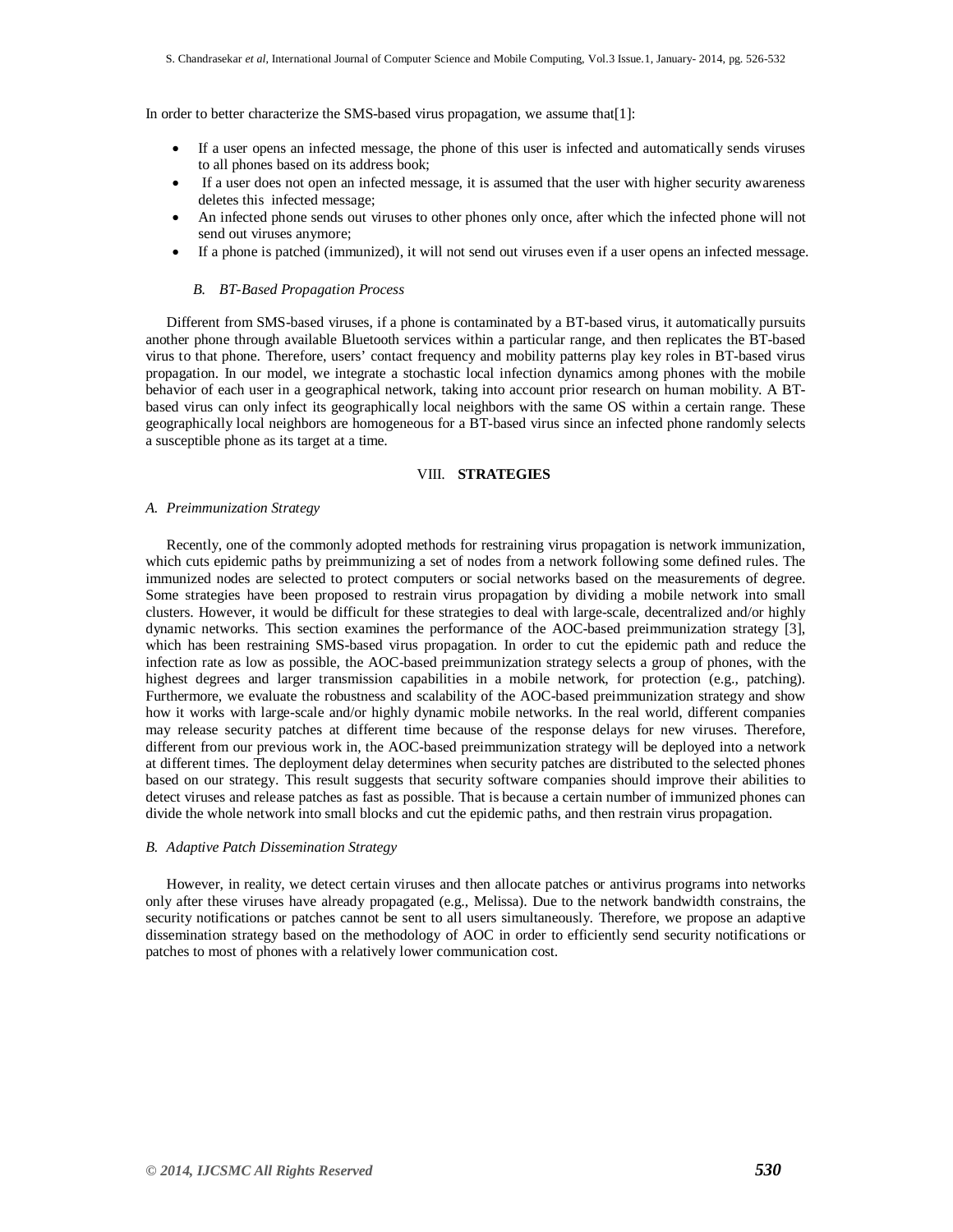In order to better characterize the SMS-based virus propagation, we assume that[1]:

- If a user opens an infected message, the phone of this user is infected and automatically sends viruses to all phones based on its address book;
- If a user does not open an infected message, it is assumed that the user with higher security awareness deletes this infected message;
- An infected phone sends out viruses to other phones only once, after which the infected phone will not send out viruses anymore;
- If a phone is patched (immunized), it will not send out viruses even if a user opens an infected message.

### *B. BT-Based Propagation Process*

Different from SMS-based viruses, if a phone is contaminated by a BT-based virus, it automatically pursuits another phone through available Bluetooth services within a particular range, and then replicates the BT-based virus to that phone. Therefore, users' contact frequency and mobility patterns play key roles in BT-based virus propagation. In our model, we integrate a stochastic local infection dynamics among phones with the mobile behavior of each user in a geographical network, taking into account prior research on human mobility. A BT-based virus can only infect its geographically local neighbors with the same OS within a certain range. These geographically local neighbors are homogeneous for a BT-based virus since an infected phone randomly selects a susceptible phone as its target at a time.

## VIII. **STRATEGIES**

### *A. Preimmunization Strategy*

Recently, one of the commonly adopted methods for restraining virus propagation is network immunization, which cuts epidemic paths by preimmunizing a set of nodes from a network following some defined rules. The immunized nodes are selected to protect computers or social networks based on the measurements of degree. Some strategies have been proposed to restrain virus propagation by dividing a mobile network into small clusters. However, it would be difficult for these strategies to deal with large-scale, decentralized and/or highly dynamic networks. This section examines the performance of the AOC-based preimmunization strategy [3], which has been restraining SMS-based virus propagation. In order to cut the epidemic path and reduce the infection rate as low as possible, the AOC-based preimmunization strategy selects a group of phones, with the highest degrees and larger transmission capabilities in a mobile network, for protection (e.g., patching). Furthermore, we evaluate the robustness and scalability of the AOC-based preimmunization strategy and show how it works with large-scale and/or highly dynamic mobile networks. In the real world, different companies may release security patches at different time because of the response delays for new viruses. Therefore, different from our previous work in, the AOC-based preimmunization strategy will be deployed into a network at different times. The deployment delay determines when security patches are distributed to the selected phones based on our strategy. This result suggests that security software companies should improve their abilities to detect viruses and release patches as fast as possible. That is because a certain number of immunized phones can divide the whole network into small blocks and cut the epidemic paths, and then restrain virus propagation.

### *B. Adaptive Patch Dissemination Strategy*

However, in reality, we detect certain viruses and then allocate patches or antivirus programs into networks only after these viruses have already propagated (e.g., Melissa). Due to the network bandwidth constrains, the security notifications or patches cannot be sent to all users simultaneously. Therefore, we propose an adaptive dissemination strategy based on the methodology of AOC in order to efficiently send security notifications or patches to most of phones with a relatively lower communication cost.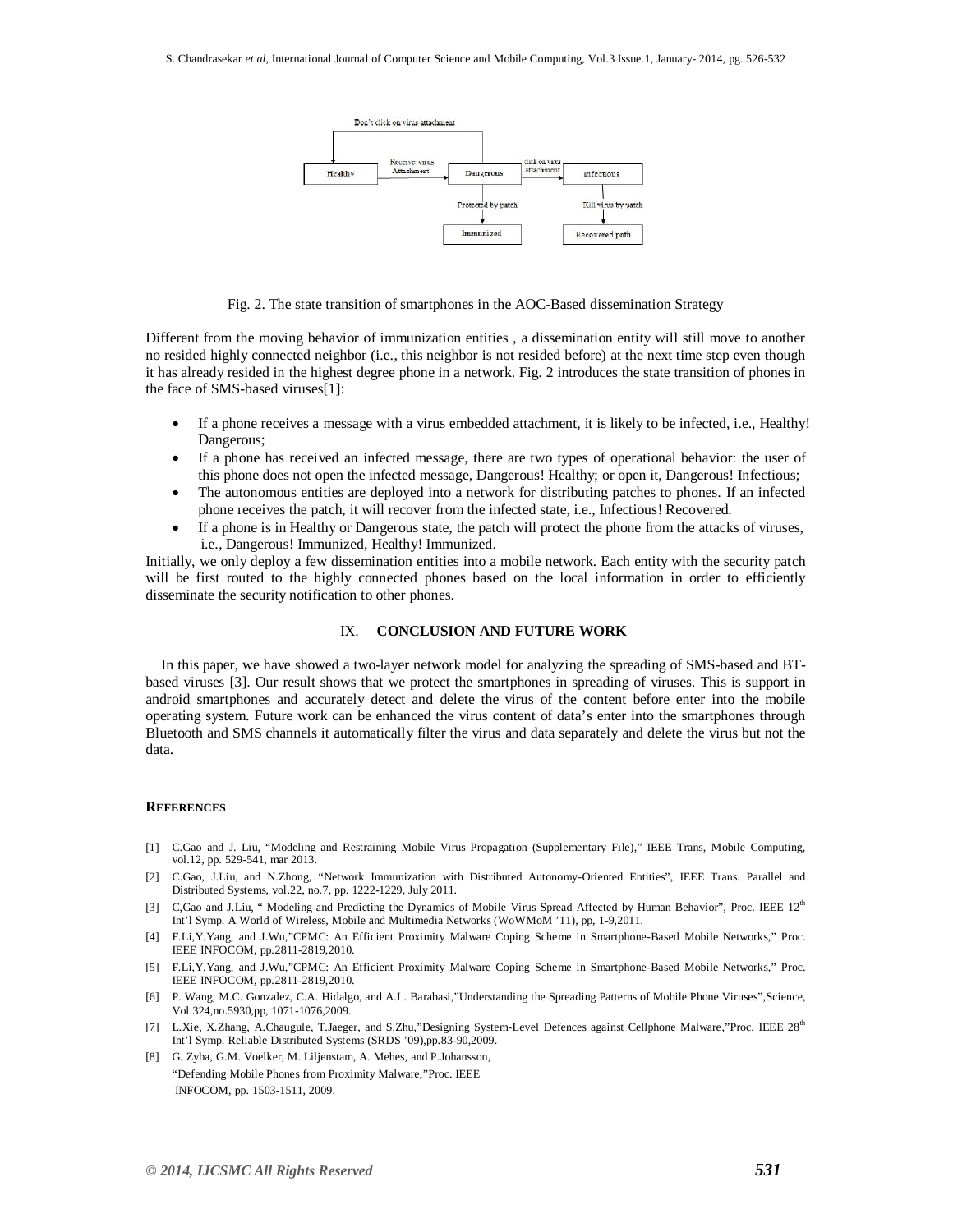Fig. 2. The state transition of smartphones in the AOC-Based dissemination Strategy

Different from the moving behavior of immunization entities , a dissemination entity will still move to another no resided highly connected neighbor (i.e., this neighbor is not resided before) at the next time step even though it has already resided in the highest degree phone in a network. Fig. 2 introduces the state transition of phones in the face of SMS-based viruses[1]:

- If a phone receives a message with a virus embedded attachment, it is likely to be infected, i.e., Healthy! Dangerous;
- If a phone has received an infected message, there are two types of operational behavior: the user of this phone does not open the infected message, Dangerous! Healthy; or open it, Dangerous! Infectious;
- The autonomous entities are deployed into a network for distributing patches to phones. If an infected phone receives the patch, it will recover from the infected state, i.e., Infectious! Recovered.
- If a phone is in Healthy or Dangerous state, the patch will protect the phone from the attacks of viruses, i.e., Dangerous! Immunized, Healthy! Immunized.

Initially, we only deploy a few dissemination entities into a mobile network. Each entity with the security patch will be first routed to the highly connected phones based on the local information in order to efficiently disseminate the security notification to other phones.

## IX. CONCLUSION AND FUTURE WORK

In this paper, we have showed a two-layer network model for analyzing the spreading of SMS-based and BT-based viruses [3]. Our result shows that we protect the smartphones in spreading of viruses. This is support in android smartphones and accurately detect and delete the virus of the content before enter into the mobile operating system. Future work can be enhanced the virus content of data's enter into the smartphones through Bluetooth and SMS channels it automatically filter the virus and data separately and delete the virus but not the data.

### REFERENCES

[1] C.Gao and J. Liu, "Modeling and Restraining Mobile Virus Propagation (Supplementary File)," IEEE Trans, Mobile Computing, vol.12, pp. 529-541, mar 2013.

[2] C.Gao, J.Liu, and N.Zhong, "Network Immunization with Distributed Autonomy-Oriented Entities", IEEE Trans. Parallel and Distributed Systems, vol.22, no.7, pp. 1222-1229, July 2011.

[3] C,Gao and J.Liu, " Modeling and Predicting the Dynamics of Mobile Virus Spread Affected by Human Behavior", Proc. IEEE 12th Int'l Symp. A World of Wireless, Mobile and Multimedia Networks (WoWMoM '11), pp, 1-9,2011.

[4] F.Li,Y.Yang, and J.Wu,"CPMC: An Efficient Proximity Malware Coping Scheme in Smartphone-Based Mobile Networks," Proc. IEEE INFOCOM, pp.2811-2819,2010.

[5] F.Li,Y.Yang, and J.Wu,"CPMC: An Efficient Proximity Malware Coping Scheme in Smartphone-Based Mobile Networks," Proc. IEEE INFOCOM, pp.2811-2819,2010.

[6] P. Wang, M.C. Gonzalez, C.A. Hidalgo, and A.L. Barabasi,"Understanding the Spreading Patterns of Mobile Phone Viruses",Science, Vol.324,no.5930,pp, 1071-1076,2009.

[7] L.Xie, X.Zhang, A.Chaugule, T.Jaeger, and S.Zhu,"Designing System-Level Defences against Cellphone Malware,"Proc. IEEE 28th Int'l Symp. Reliable Distributed Systems (SRDS '09),pp.83-90,2009.

[8] G. Zyba, G.M. Voelker, M. Liljenstam, A. Mehes, and P.Johansson, "Defending Mobile Phones from Proximity Malware,"Proc. IEEE INFOCOM, pp. 1503-1511, 2009.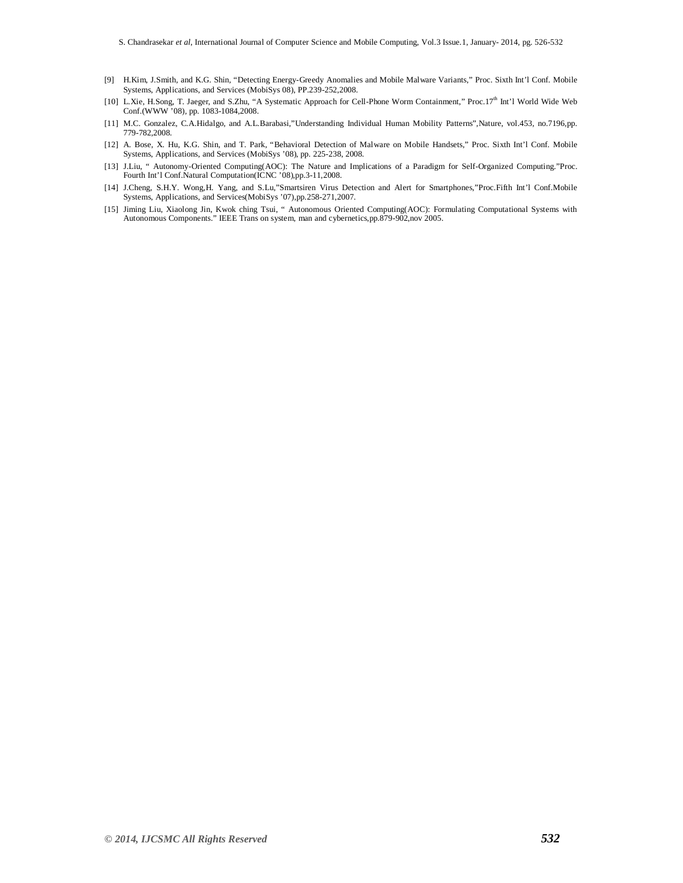[9] H.Kim, J.Smith, and K.G. Shin, "Detecting Energy-Greedy Anomalies and Mobile Malware Variants," Proc. Sixth Int'l Conf. Mobile Systems, Applications, and Services (MobiSys 08), PP.239-252,2008.

[10] L.Xie, H.Song, T. Jaeger, and S.Zhu, "A Systematic Approach for Cell-Phone Worm Containment," Proc.17th Int'l World Wide Web Conf.(WWW '08), pp. 1083-1084,2008.

[11] M.C. Gonzalez, C.A.Hidalgo, and A.L.Barabasi,"Understanding Individual Human Mobility Patterns",Nature, vol.453, no.7196,pp. 779-782,2008.

[12] A. Bose, X. Hu, K.G. Shin, and T. Park, "Behavioral Detection of Malware on Mobile Handsets," Proc. Sixth Int'l Conf. Mobile Systems, Applications, and Services (MobiSys '08), pp. 225-238, 2008.

[13] J.Liu, " Autonomy-Oriented Computing(AOC): The Nature and Implications of a Paradigm for Self-Organized Computing."Proc. Fourth Int'l Conf.Natural Computation(ICNC '08),pp.3-11,2008.

[14] J.Cheng, S.H.Y. Wong,H. Yang, and S.Lu,"Smartsiren Virus Detection and Alert for Smartphones,"Proc.Fifth Int'l Conf.Mobile Systems, Applications, and Services(MobiSys '07),pp.258-271,2007.

[15] Jiming Liu, Xiaolong Jin, Kwok ching Tsui, " Autonomous Oriented Computing(AOC): Formulating Computational Systems with Autonomous Components." IEEE Trans on system, man and cybernetics,pp.879-902,nov 2005.